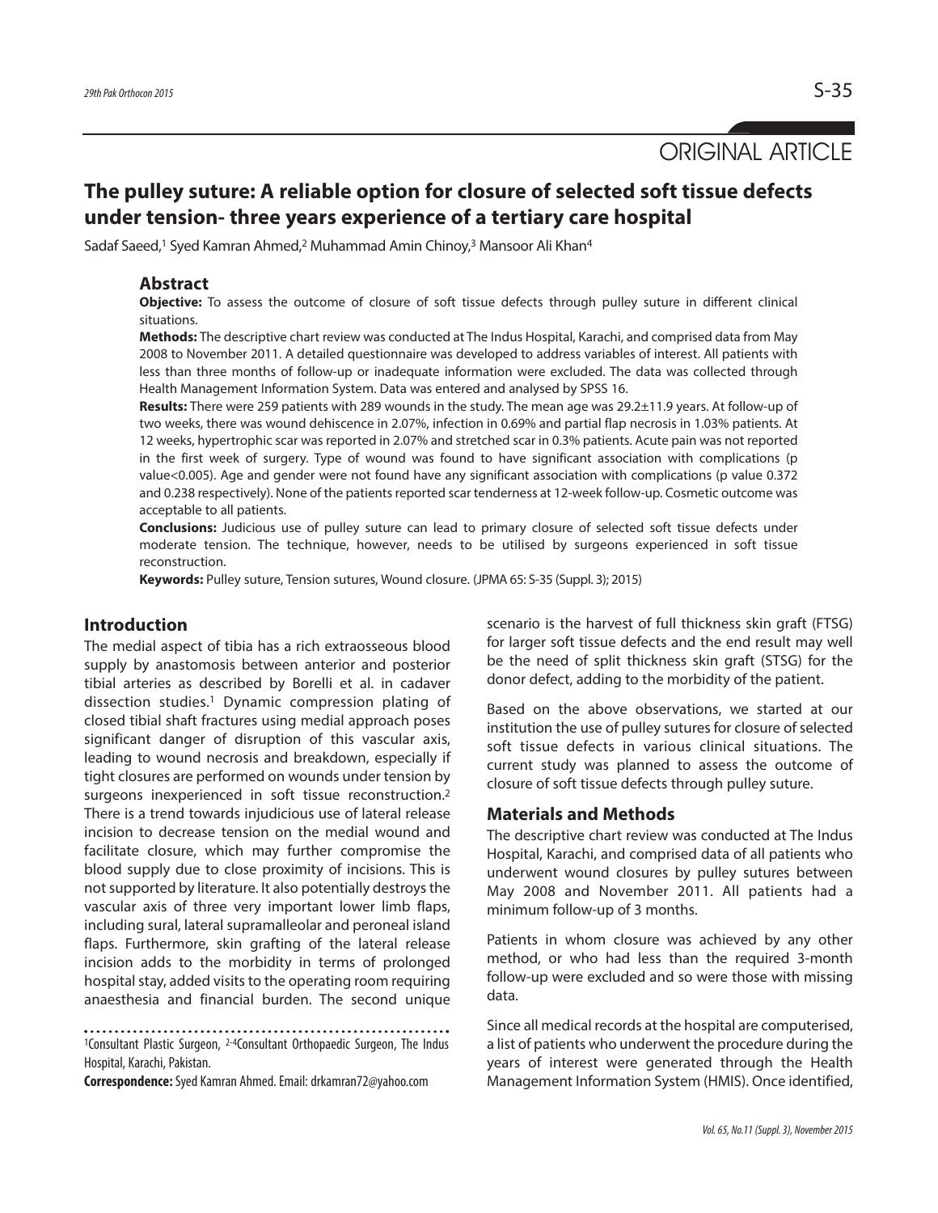ORIGINAL ARTICLE

# The pulley suture: A reliable option for closure of selected soft tissue defects under tension- three years experience of a tertiary care hospital

Sadaf Saeed,[1] Syed Kamran Ahmed,[2] Muhammad Amin Chinoy,[3] Mansoor Ali Khan[4]

## Abstract

**Objective:** To assess the outcome of closure of soft tissue defects through pulley suture in different clinical situations.

**Methods:** The descriptive chart review was conducted at The Indus Hospital, Karachi, and comprised data from May 2008 to November 2011. A detailed questionnaire was developed to address variables of interest. All patients with less than three months of follow-up or inadequate information were excluded. The data was collected through Health Management Information System. Data was entered and analysed by SPSS 16.

**Results:** There were 259 patients with 289 wounds in the study. The mean age was 29.2±11.9 years. At follow-up of two weeks, there was wound dehiscence in 2.07%, infection in 0.69% and partial flap necrosis in 1.03% patients. At 12 weeks, hypertrophic scar was reported in 2.07% and stretched scar in 0.3% patients. Acute pain was not reported in the first week of surgery. Type of wound was found to have significant association with complications (p value<0.005). Age and gender were not found have any significant association with complications (p value 0.372 and 0.238 respectively). None of the patients reported scar tenderness at 12-week follow-up. Cosmetic outcome was acceptable to all patients.

**Conclusions:** Judicious use of pulley suture can lead to primary closure of selected soft tissue defects under moderate tension. The technique, however, needs to be utilised by surgeons experienced in soft tissue reconstruction.

**Keywords:** Pulley suture, Tension sutures, Wound closure. (JPMA 65: S-35 (Suppl. 3); 2015)

## Introduction

The medial aspect of tibia has a rich extraosseous blood supply by anastomosis between anterior and posterior tibial arteries as described by Borelli et al. in cadaver dissection studies.[1] Dynamic compression plating of closed tibial shaft fractures using medial approach poses significant danger of disruption of this vascular axis, leading to wound necrosis and breakdown, especially if tight closures are performed on wounds under tension by surgeons inexperienced in soft tissue reconstruction.[2] There is a trend towards injudicious use of lateral release incision to decrease tension on the medial wound and facilitate closure, which may further compromise the blood supply due to close proximity of incisions. This is not supported by literature. It also potentially destroys the vascular axis of three very important lower limb flaps, including sural, lateral supramalleolar and peroneal island flaps. Furthermore, skin grafting of the lateral release incision adds to the morbidity in terms of prolonged hospital stay, added visits to the operating room requiring anaesthesia and financial burden. The second unique scenario is the harvest of full thickness skin graft (FTSG) for larger soft tissue defects and the end result may well be the need of split thickness skin graft (STSG) for the donor defect, adding to the morbidity of the patient.

Based on the above observations, we started at our institution the use of pulley sutures for closure of selected soft tissue defects in various clinical situations. The current study was planned to assess the outcome of closure of soft tissue defects through pulley suture.

## Materials and Methods

The descriptive chart review was conducted at The Indus Hospital, Karachi, and comprised data of all patients who underwent wound closures by pulley sutures between May 2008 and November 2011. All patients had a minimum follow-up of 3 months.

Patients in whom closure was achieved by any other method, or who had less than the required 3-month follow-up were excluded and so were those with missing data.

Since all medical records at the hospital are computerised, a list of patients who underwent the procedure during the years of interest were generated through the Health Management Information System (HMIS). Once identified,

[1]Consultant Plastic Surgeon, [2-4]Consultant Orthopaedic Surgeon, The Indus Hospital, Karachi, Pakistan.

**Correspondence:** Syed Kamran Ahmed. Email: drkamran72@yahoo.com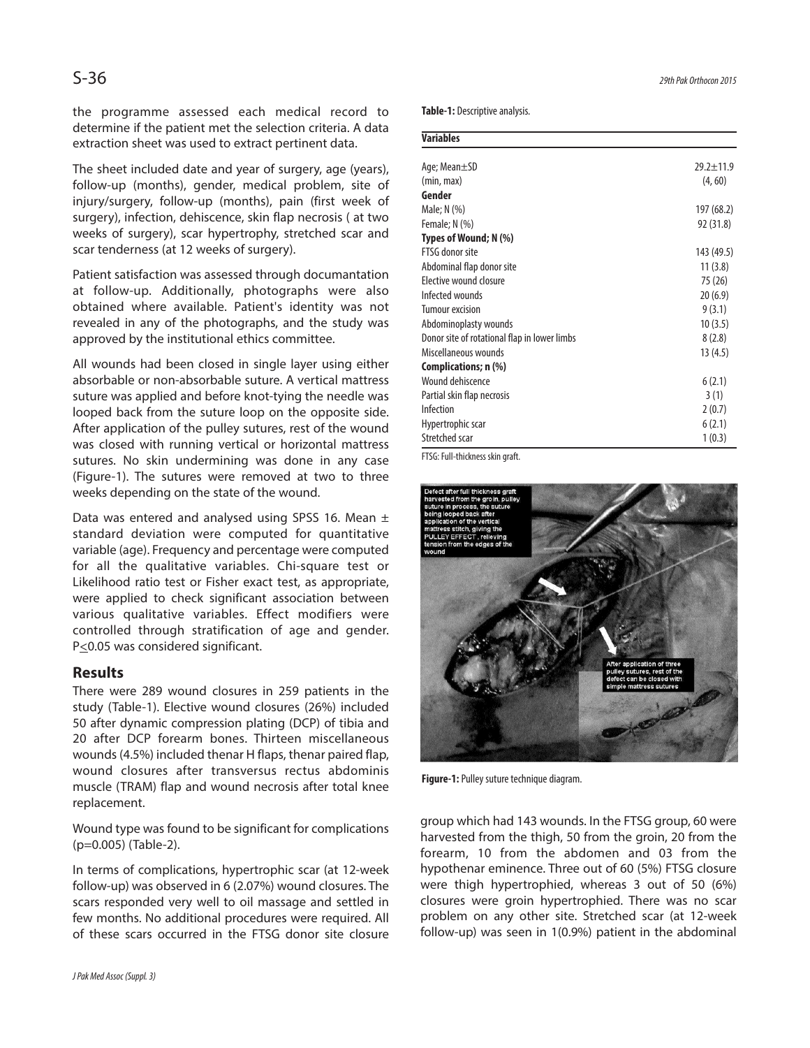the programme assessed each medical record to determine if the patient met the selection criteria. A data extraction sheet was used to extract pertinent data.

The sheet included date and year of surgery, age (years), follow-up (months), gender, medical problem, site of injury/surgery, follow-up (months), pain (first week of surgery), infection, dehiscence, skin flap necrosis ( at two weeks of surgery), scar hypertrophy, stretched scar and scar tenderness (at 12 weeks of surgery).

Patient satisfaction was assessed through documantation at follow-up. Additionally, photographs were also obtained where available. Patient's identity was not revealed in any of the photographs, and the study was approved by the institutional ethics committee.

All wounds had been closed in single layer using either absorbable or non-absorbable suture. A vertical mattress suture was applied and before knot-tying the needle was looped back from the suture loop on the opposite side. After application of the pulley sutures, rest of the wound was closed with running vertical or horizontal mattress sutures. No skin undermining was done in any case (Figure-1). The sutures were removed at two to three weeks depending on the state of the wound.

Data was entered and analysed using SPSS 16. Mean ± standard deviation were computed for quantitative variable (age). Frequency and percentage were computed for all the qualitative variables. Chi-square test or Likelihood ratio test or Fisher exact test, as appropriate, were applied to check significant association between various qualitative variables. Effect modifiers were controlled through stratification of age and gender. $P \leq 0.05$ was considered significant.

## Results

There were 289 wound closures in 259 patients in the study (Table-1). Elective wound closures (26%) included 50 after dynamic compression plating (DCP) of tibia and 20 after DCP forearm bones. Thirteen miscellaneous wounds (4.5%) included thenar H flaps, thenar paired flap, wound closures after transversus rectus abdominis muscle (TRAM) flap and wound necrosis after total knee replacement.

Wound type was found to be significant for complications (p=0.005) (Table-2).

In terms of complications, hypertrophic scar (at 12-week follow-up) was observed in 6 (2.07%) wound closures. The scars responded very well to oil massage and settled in few months. No additional procedures were required. All of these scars occurred in the FTSG donor site closure group which had 143 wounds. In the FTSG group, 60 were harvested from the thigh, 50 from the groin, 20 from the forearm, 10 from the abdomen and 03 from the hypothenar eminence. Three out of 60 (5%) FTSG closure were thigh hypertrophied, whereas 3 out of 50 (6%) closures were groin hypertrophied. There was no scar problem on any other site. Stretched scar (at 12-week follow-up) was seen in 1(0.9%) patient in the abdominal

**Table-1:** Descriptive analysis.

| Variables | |
|---|---|
| Age; Mean±SD | 29.2±11.9 |
| (min, max) | (4, 60) |
| **Gender** | |
| Male; N (%) | 197 (68.2) |
| Female; N (%) | 92 (31.8) |
| **Types of Wound; N (%)** | |
| FTSG donor site | 143 (49.5) |
| Abdominal flap donor site | 11 (3.8) |
| Elective wound closure | 75 (26) |
| Infected wounds | 20 (6.9) |
| Tumour excision | 9 (3.1) |
| Abdominoplasty wounds | 10 (3.5) |
| Donor site of rotational flap in lower limbs | 8 (2.8) |
| Miscellaneous wounds | 13 (4.5) |
| **Complications; n (%)** | |
| Wound dehiscence | 6 (2.1) |
| Partial skin flap necrosis | 3 (1) |
| Infection | 2 (0.7) |
| Hypertrophic scar | 6 (2.1) |
| Stretched scar | 1 (0.3) |

FTSG: Full-thickness skin graft.

**Figure-1:** Pulley suture technique diagram.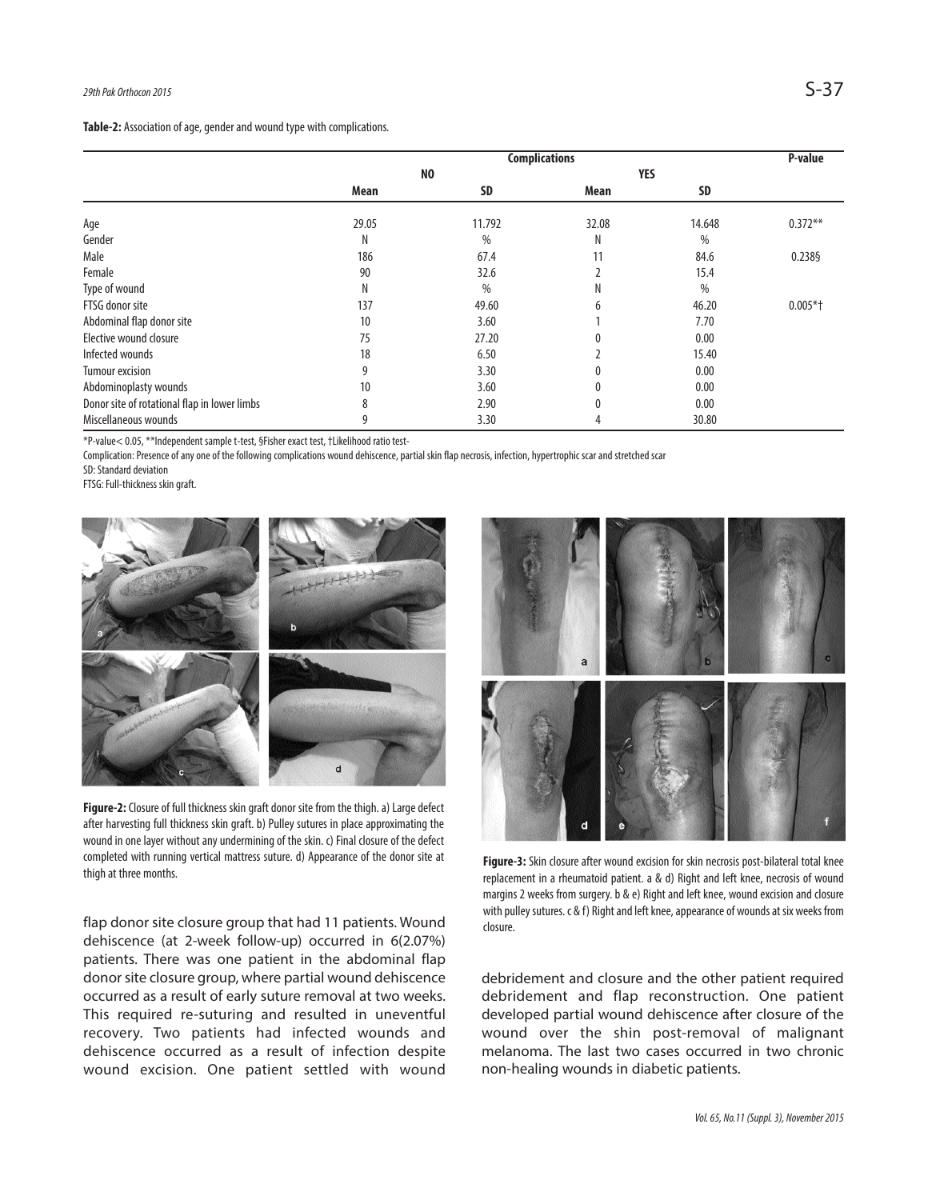**Table-2:** Association of age, gender and wound type with complications.

| | Complications | | | | P-value |
|---|---|---|---|---|---|
| | NO | | YES | | |
| | Mean | SD | Mean | SD | |
| Age | 29.05 | 11.792 | 32.08 | 14.648 | 0.372** |
| Gender | N | % | N | % | |
| Male | 186 | 67.4 | 11 | 84.6 | 0.238§ |
| Female | 90 | 32.6 | 2 | 15.4 | |
| Type of wound | N | % | N | % | |
| FTSG donor site | 137 | 49.60 | 6 | 46.20 | 0.005*† |
| Abdominal flap donor site | 10 | 3.60 | 1 | 7.70 | |
| Elective wound closure | 75 | 27.20 | 0 | 0.00 | |
| Infected wounds | 18 | 6.50 | 2 | 15.40 | |
| Tumour excision | 9 | 3.30 | 0 | 0.00 | |
| Abdominoplasty wounds | 10 | 3.60 | 0 | 0.00 | |
| Donor site of rotational flap in lower limbs | 8 | 2.90 | 0 | 0.00 | |
| Miscellaneous wounds | 9 | 3.30 | 4 | 30.80 | |

*P-value< 0.05, **Independent sample t-test, §Fisher exact test, †Likelihood ratio test-

Complication: Presence of any one of the following complications wound dehiscence, partial skin flap necrosis, infection, hypertrophic scar and stretched scar

SD: Standard deviation

FTSG: Full-thickness skin graft.

**Figure-2:** Closure of full thickness skin graft donor site from the thigh. a) Large defect after harvesting full thickness skin graft. b) Pulley sutures in place approximating the wound in one layer without any undermining of the skin. c) Final closure of the defect completed with running vertical mattress suture. d) Appearance of the donor site at thigh at three months.

flap donor site closure group that had 11 patients. Wound dehiscence (at 2-week follow-up) occurred in 6(2.07%) patients. There was one patient in the abdominal flap donor site closure group, where partial wound dehiscence occurred as a result of early suture removal at two weeks. This required re-suturing and resulted in uneventful recovery. Two patients had infected wounds and dehiscence occurred as a result of infection despite wound excision. One patient settled with wound debridement and closure and the other patient required debridement and flap reconstruction. One patient developed partial wound dehiscence after closure of the wound over the shin post-removal of malignant melanoma. The last two cases occurred in two chronic non-healing wounds in diabetic patients.

**Figure-3:** Skin closure after wound excision for skin necrosis post-bilateral total knee replacement in a rheumatoid patient. a & d) Right and left knee, necrosis of wound margins 2 weeks from surgery. b & e) Right and left knee, wound excision and closure with pulley sutures. c & f) Right and left knee, appearance of wounds at six weeks from closure.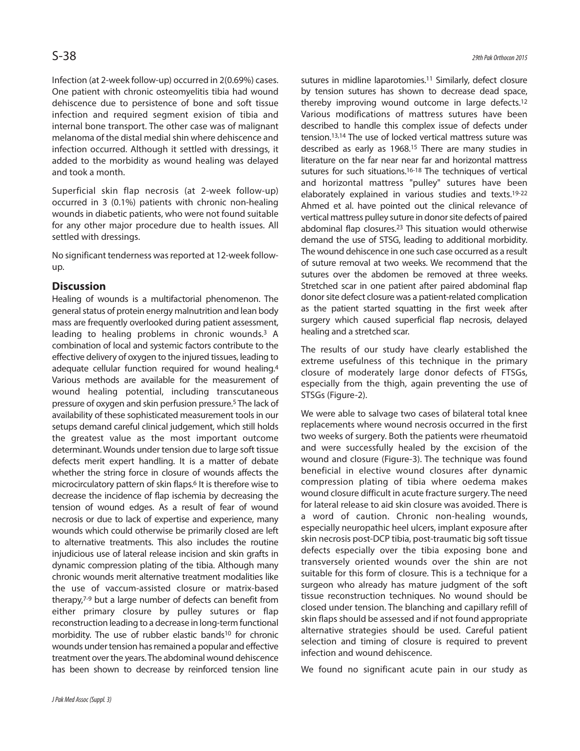Infection (at 2-week follow-up) occurred in 2(0.69%) cases. One patient with chronic osteomyelitis tibia had wound dehiscence due to persistence of bone and soft tissue infection and required segment exision of tibia and internal bone transport. The other case was of malignant melanoma of the distal medial shin where dehiscence and infection occurred. Although it settled with dressings, it added to the morbidity as wound healing was delayed and took a month.

Superficial skin flap necrosis (at 2-week follow-up) occurred in 3 (0.1%) patients with chronic non-healing wounds in diabetic patients, who were not found suitable for any other major procedure due to health issues. All settled with dressings.

No significant tenderness was reported at 12-week follow-up.

## Discussion

Healing of wounds is a multifactorial phenomenon. The general status of protein energy malnutrition and lean body mass are frequently overlooked during patient assessment, leading to healing problems in chronic wounds.[3] A combination of local and systemic factors contribute to the effective delivery of oxygen to the injured tissues, leading to adequate cellular function required for wound healing.[4] Various methods are available for the measurement of wound healing potential, including transcutaneous pressure of oxygen and skin perfusion pressure.[5] The lack of availability of these sophisticated measurement tools in our setups demand careful clinical judgement, which still holds the greatest value as the most important outcome determinant. Wounds under tension due to large soft tissue defects merit expert handling. It is a matter of debate whether the string force in closure of wounds affects the microcirculatory pattern of skin flaps.[6] It is therefore wise to decrease the incidence of flap ischemia by decreasing the tension of wound edges. As a result of fear of wound necrosis or due to lack of expertise and experience, many wounds which could otherwise be primarily closed are left to alternative treatments. This also includes the routine injudicious use of lateral release incision and skin grafts in dynamic compression plating of the tibia. Although many chronic wounds merit alternative treatment modalities like the use of vaccum-assisted closure or matrix-based therapy,[7-9] but a large number of defects can benefit from either primary closure by pulley sutures or flap reconstruction leading to a decrease in long-term functional morbidity. The use of rubber elastic bands[10] for chronic wounds under tension has remained a popular and effective treatment over the years. The abdominal wound dehiscence has been shown to decrease by reinforced tension line sutures in midline laparotomies.[11] Similarly, defect closure by tension sutures has shown to decrease dead space, thereby improving wound outcome in large defects.[12] Various modifications of mattress sutures have been described to handle this complex issue of defects under tension.[13,14] The use of locked vertical mattress suture was described as early as 1968.[15] There are many studies in literature on the far near near far and horizontal mattress sutures for such situations.[16-18] The techniques of vertical and horizontal mattress "pulley" sutures have been elaborately explained in various studies and texts.[19-22] Ahmed et al. have pointed out the clinical relevance of vertical mattress pulley suture in donor site defects of paired abdominal flap closures.[23] This situation would otherwise demand the use of STSG, leading to additional morbidity. The wound dehiscence in one such case occurred as a result of suture removal at two weeks. We recommend that the sutures over the abdomen be removed at three weeks. Stretched scar in one patient after paired abdominal flap donor site defect closure was a patient-related complication as the patient started squatting in the first week after surgery which caused superficial flap necrosis, delayed healing and a stretched scar.

The results of our study have clearly established the extreme usefulness of this technique in the primary closure of moderately large donor defects of FTSGs, especially from the thigh, again preventing the use of STSGs (Figure-2).

We were able to salvage two cases of bilateral total knee replacements where wound necrosis occurred in the first two weeks of surgery. Both the patients were rheumatoid and were successfully healed by the excision of the wound and closure (Figure-3). The technique was found beneficial in elective wound closures after dynamic compression plating of tibia where oedema makes wound closure difficult in acute fracture surgery. The need for lateral release to aid skin closure was avoided. There is a word of caution. Chronic non-healing wounds, especially neuropathic heel ulcers, implant exposure after skin necrosis post-DCP tibia, post-traumatic big soft tissue defects especially over the tibia exposing bone and transversely oriented wounds over the shin are not suitable for this form of closure. This is a technique for a surgeon who already has mature judgment of the soft tissue reconstruction techniques. No wound should be closed under tension. The blanching and capillary refill of skin flaps should be assessed and if not found appropriate alternative strategies should be used. Careful patient selection and timing of closure is required to prevent infection and wound dehiscence.

We found no significant acute pain in our study as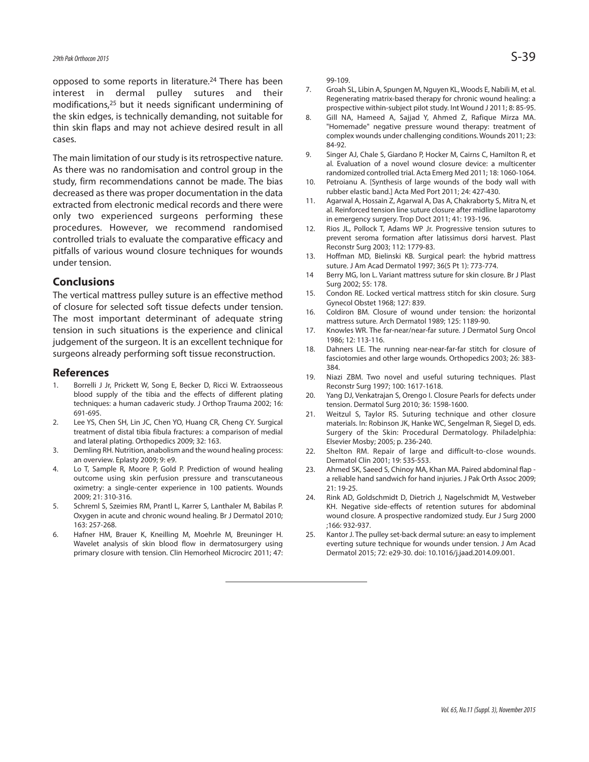opposed to some reports in literature.[24] There has been interest in dermal pulley sutures and their modifications,[25] but it needs significant undermining of the skin edges, is technically demanding, not suitable for thin skin flaps and may not achieve desired result in all cases.

The main limitation of our study is its retrospective nature. As there was no randomisation and control group in the study, firm recommendations cannot be made. The bias decreased as there was proper documentation in the data extracted from electronic medical records and there were only two experienced surgeons performing these procedures. However, we recommend randomised controlled trials to evaluate the comparative efficacy and pitfalls of various wound closure techniques for wounds under tension.

## Conclusions

The vertical mattress pulley suture is an effective method of closure for selected soft tissue defects under tension. The most important determinant of adequate string tension in such situations is the experience and clinical judgement of the surgeon. It is an excellent technique for surgeons already performing soft tissue reconstruction.

## References

1. Borrelli J Jr, Prickett W, Song E, Becker D, Ricci W. Extraosseous blood supply of the tibia and the effects of different plating techniques: a human cadaveric study. J Orthop Trauma 2002; 16: 691-695.
2. Lee YS, Chen SH, Lin JC, Chen YO, Huang CR, Cheng CY. Surgical treatment of distal tibia fibula fractures: a comparison of medial and lateral plating. Orthopedics 2009; 32: 163.
3. Demling RH. Nutrition, anabolism and the wound healing process: an overview. Eplasty 2009; 9: e9.
4. Lo T, Sample R, Moore P, Gold P. Prediction of wound healing outcome using skin perfusion pressure and transcutaneous oximetry: a single-center experience in 100 patients. Wounds 2009; 21: 310-316.
5. Schreml S, Szeimies RM, Prantl L, Karrer S, Landthaler M, Babilas P. Oxygen in acute and chronic wound healing. Br J Dermatol 2010; 163: 257-268.
6. Hafner HM, Brauer K, Kneilling M, Moehrle M, Breuninger H. Wavelet analysis of skin blood flow in dermatosurgery using primary closure with tension. Clin Hemorheol Microcirc 2011; 47: 99-109.
7. Groah SL, Libin A, Spungen M, Nguyen KL, Woods E, Nabili M, et al. Regenerating matrix-based therapy for chronic wound healing: a prospective within-subject pilot study. Int Wound J 2011; 8: 85-95.
8. Gill NA, Hameed A, Sajjad Y, Ahmed Z, Rafique Mirza MA. "Homemade" negative pressure wound therapy: treatment of complex wounds under challenging conditions. Wounds 2011; 23: 84-92.
9. Singer AJ, Chale S, Giardano P, Hocker M, Cairns C, Hamilton R, et al. Evaluation of a novel wound closure device: a multicenter randomized controlled trial. Acta Emerg Med 2011; 18: 1060-1064.
10. Petroianu A. [Synthesis of large wounds of the body wall with rubber elastic band.] Acta Med Port 2011; 24: 427-430.
11. Agarwal A, Hossain Z, Agarwal A, Das A, Chakraborty S, Mitra N, et al. Reinforced tension line suture closure after midline laparotomy in emergency surgery. Trop Doct 2011; 41: 193-196.
12. Rios JL, Pollock T, Adams WP Jr. Progressive tension sutures to prevent seroma formation after latissimus dorsi harvest. Plast Reconstr Surg 2003; 112: 1779-83.
13. Hoffman MD, Bielinski KB. Surgical pearl: the hybrid mattress suture. J Am Acad Dermatol 1997; 36(5 Pt 1): 773-774.
14. Berry MG, Ion L. Variant mattress suture for skin closure. Br J Plast Surg 2002; 55: 178.
15. Condon RE. Locked vertical mattress stitch for skin closure. Surg Gynecol Obstet 1968; 127: 839.
16. Coldiron BM. Closure of wound under tension: the horizontal mattress suture. Arch Dermatol 1989; 125: 1189-90.
17. Knowles WR. The far-near/near-far suture. J Dermatol Surg Oncol 1986; 12: 113-116.
18. Dahners LE. The running near-near-far-far stitch for closure of fasciotomies and other large wounds. Orthopedics 2003; 26: 383-384.
19. Niazi ZBM. Two novel and useful suturing techniques. Plast Reconstr Surg 1997; 100: 1617-1618.
20. Yang DJ, Venkatrajan S, Orengo I. Closure Pearls for defects under tension. Dermatol Surg 2010; 36: 1598-1600.
21. Weitzul S, Taylor RS. Suturing technique and other closure materials. In: Robinson JK, Hanke WC, Sengelman R, Siegel D, eds. Surgery of the Skin: Procedural Dermatology. Philadelphia: Elsevier Mosby; 2005; p. 236-240.
22. Shelton RM. Repair of large and difficult-to-close wounds. Dermatol Clin 2001; 19: 535-553.
23. Ahmed SK, Saeed S, Chinoy MA, Khan MA. Paired abdominal flap - a reliable hand sandwich for hand injuries. J Pak Orth Assoc 2009; 21: 19-25.
24. Rink AD, Goldschmidt D, Dietrich J, Nagelschmidt M, Vestweber KH. Negative side-effects of retention sutures for abdominal wound closure. A prospective randomized study. Eur J Surg 2000 ;166: 932-937.
25. Kantor J. The pulley set-back dermal suture: an easy to implement everting suture technique for wounds under tension. J Am Acad Dermatol 2015; 72: e29-30. doi: 10.1016/j.jaad.2014.09.001.